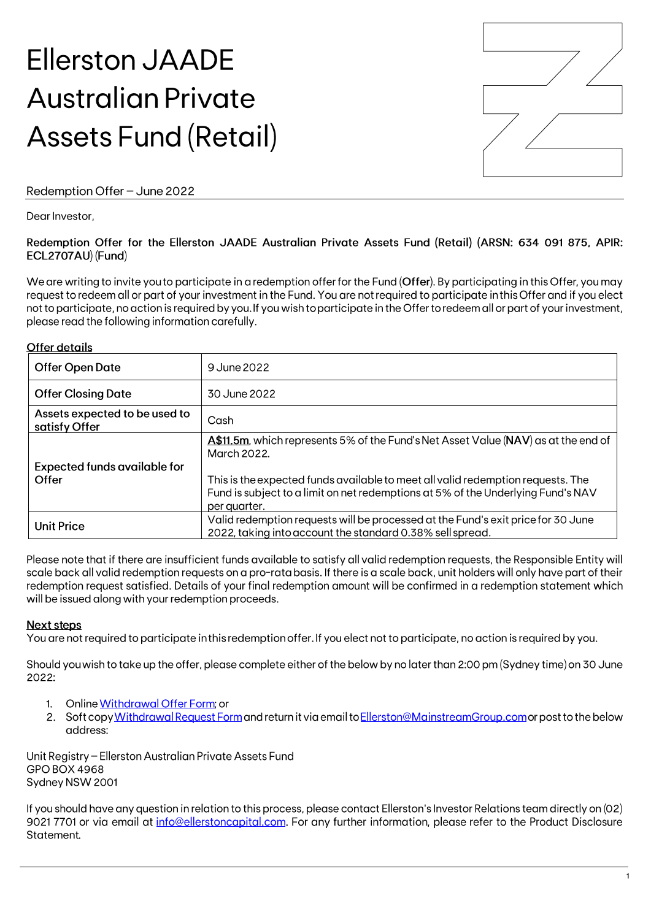# Ellerston JAADE Australian Private Assets Fund (Retail)

Redemption Offer – June 2022

Dear Investor,

**Redemption Offer for the Ellerston JAADE Australian Private Assets Fund (Retail) (ARSN: 634 091 875, APIR: ECL2707AU) (Fund)**

We are writing to invite you to participate in a redemption offer for the Fund (**Offer**). By participating in this Offer, you may request to redeem all or part of your investment in the Fund. You are not required to participate in this Offer and if you elect not to participate, no action is required by you. If you wish to participate in the Offer to redeem all or part of your investment, please read the following information carefully.

**Offer details**

| | |
|---|---|
| Offer Open Date | 9 June 2022 |
| Offer Closing Date | 30 June 2022 |
| Assets expected to be used to satisfy Offer | Cash |
| Expected funds available for Offer | **A$11.5m**, which represents 5% of the Fund's Net Asset Value (**NAV**) as at the end of March 2022.<br><br>This is the expected funds available to meet all valid redemption requests. The Fund is subject to a limit on net redemptions at 5% of the Underlying Fund's NAV per quarter. |
| Unit Price | Valid redemption requests will be processed at the Fund's exit price for 30 June 2022, taking into account the standard 0.38% sell spread. |

Please note that if there are insufficient funds available to satisfy all valid redemption requests, the Responsible Entity will scale back all valid redemption requests on a pro-rata basis. If there is a scale back, unit holders will only have part of their redemption request satisfied. Details of your final redemption amount will be confirmed in a redemption statement which will be issued along with your redemption proceeds.

**Next steps**

You are not required to participate in this redemption offer. If you elect not to participate, no action is required by you.

Should you wish to take up the offer, please complete either of the below by no later than 2:00 pm (Sydney time) on 30 June 2022:

1. Online Withdrawal Offer Form; or
2. Soft copy Withdrawal Request Form and return it via email to Ellerston@MainstreamGroup.com or post to the below address:

Unit Registry – Ellerston Australian Private Assets Fund
GPO BOX 4968
Sydney NSW 2001

If you should have any question in relation to this process, please contact Ellerston's Investor Relations team directly on (02) 9021 7701 or via email at info@ellerstoncapital.com. For any further information, please refer to the Product Disclosure Statement.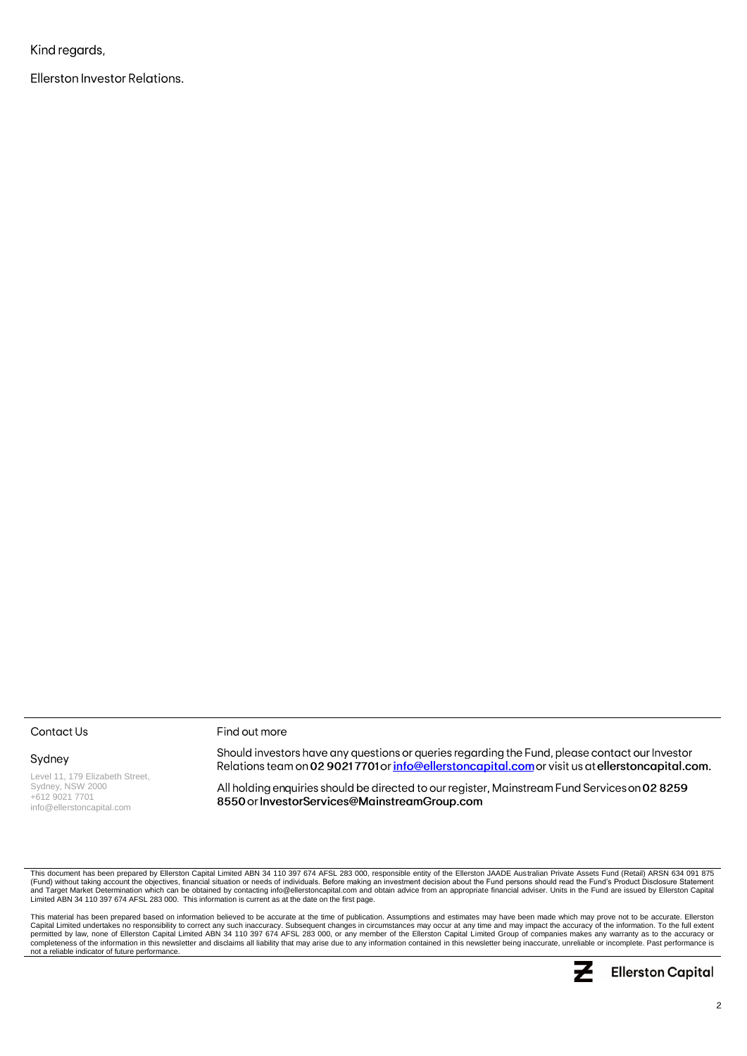Kind regards,

Ellerston Investor Relations.

Contact Us

Sydney

Level 11, 179 Elizabeth Street,
Sydney, NSW 2000
+612 9021 7701
info@ellerstoncapital.com

Find out more

Should investors have any questions or queries regarding the Fund, please contact our Investor Relations team on **02 9021 7701** or **[info@ellerstoncapital.com](mailto:info@ellerstoncapital.com)** or visit us at **ellerstoncapital.com.**

All holding enquiries should be directed to our register, Mainstream Fund Services on **02 8259 8550** or **InvestorServices@MainstreamGroup.com**

This document has been prepared by Ellerston Capital Limited ABN 34 110 397 674 AFSL 283 000, responsible entity of the Ellerston JAADE Australian Private Assets Fund (Retail) ARSN 634 091 875 (Fund) without taking account the objectives, financial situation or needs of individuals. Before making an investment decision about the Fund persons should read the Fund's Product Disclosure Statement and Target Market Determination which can be obtained by contacting info@ellerstoncapital.com and obtain advice from an appropriate financial adviser. Units in the Fund are issued by Ellerston Capital Limited ABN 34 110 397 674 AFSL 283 000. This information is current as at the date on the first page.

This material has been prepared based on information believed to be accurate at the time of publication. Assumptions and estimates may have been made which may prove not to be accurate. Ellerston Capital Limited undertakes no responsibility to correct any such inaccuracy. Subsequent changes in circumstances may occur at any time and may impact the accuracy of the information. To the full extent permitted by law, none of Ellerston Capital Limited ABN 34 110 397 674 AFSL 283 000, or any member of the Ellerston Capital Limited Group of companies makes any warranty as to the accuracy or completeness of the information in this newsletter and disclaims all liability that may arise due to any information contained in this newsletter being inaccurate, unreliable or incomplete. Past performance is not a reliable indicator of future performance.

Ellerston Capital